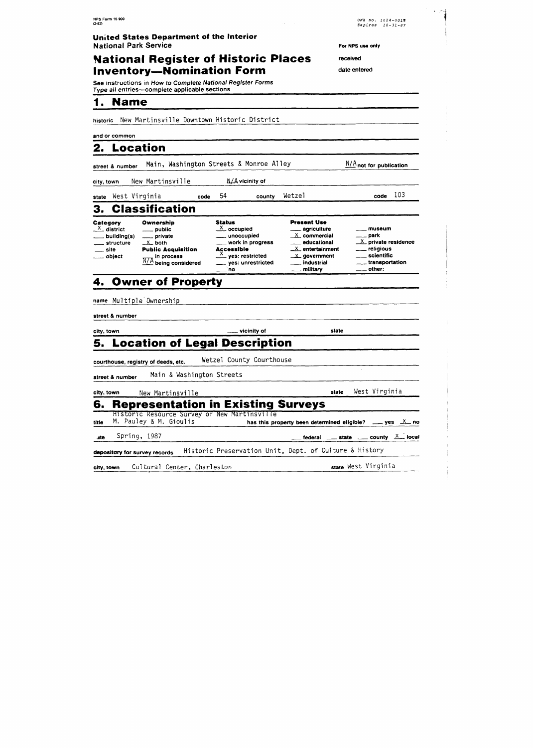NPS Form 10-900
(3-82)

OMB No. 1024-0018
Expires 10-31-87

**United States Department of the Interior**
**National Park Service**

For NPS use only

received

date entered

# National Register of Historic Places Inventory—Nomination Form

See instructions in *How to Complete National Register Forms*
Type all entries—complete applicable sections

## 1. Name

historic New Martinsville Downtown Historic District

and or common

## 2. Location

street & number Main, Washington Streets & Monroe Alley — N/A not for publication

city, town New Martinsville — N/A vicinity of

state West Virginia — code 54 — county Wetzel — code 103

## 3. Classification

| Category | Ownership | Status | Present Use | |
|---|---|---|---|---|
| X district | ___ public | X occupied | ___ agriculture | ___ museum |
| ___ building(s) | ___ private | ___ unoccupied | X commercial | ___ park |
| ___ structure | X both | ___ work in progress | ___ educational | X private residence |
| ___ site | **Public Acquisition** | **Accessible** | X entertainment | ___ religious |
| ___ object | ___ in process | X yes: restricted | X government | ___ scientific |
| | N/A being considered | ___ yes: unrestricted | ___ industrial | ___ transportation |
| | | ___ no | ___ military | ___ other: |

## 4. Owner of Property

name Multiple Ownership

street & number

city, town — ___ vicinity of — state

## 5. Location of Legal Description

courthouse, registry of deeds, etc. Wetzel County Courthouse

street & number Main & Washington Streets

city, town New Martinsville — state West Virginia

## 6. Representation in Existing Surveys

title Historic Resource Survey of New Martinsville
M. Pauley & M. Gioulis — has this property been determined eligible? ___ yes X no

date Spring, 1987 — ___ federal ___ state ___ county X local

depository for survey records Historic Preservation Unit, Dept. of Culture & History

city, town Cultural Center, Charleston — state West Virginia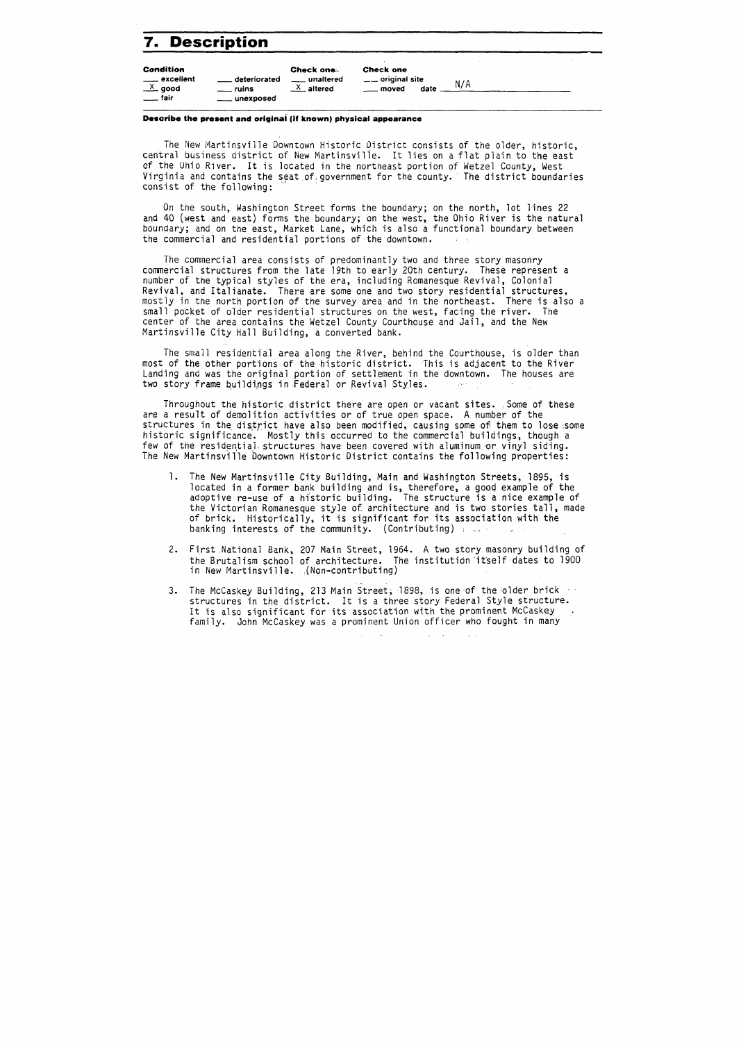## 7. Description

| Condition | | Check one | Check one | |
| --- | --- | --- | --- | --- |
| ___ excellent | ___ deteriorated | ___ unaltered | ___ original site | |
| X good | ___ ruins | X altered | ___ moved | date N/A |
| ___ fair | ___ unexposed | | | |

**Describe the present and original (if known) physical appearance**

The New Martinsville Downtown Historic District consists of the older, historic, central business district of New Martinsville. It lies on a flat plain to the east of the Ohio River. It is located in the northeast portion of Wetzel County, West Virginia and contains the seat of government for the county. The district boundaries consist of the following:

On the south, Washington Street forms the boundary; on the north, lot lines 22 and 40 (west and east) forms the boundary; on the west, the Ohio River is the natural boundary; and on the east, Market Lane, which is also a functional boundary between the commercial and residential portions of the downtown.

The commercial area consists of predominantly two and three story masonry commercial structures from the late 19th to early 20th century. These represent a number of the typical styles of the era, including Romanesque Revival, Colonial Revival, and Italianate. There are some one and two story residential structures, mostly in the north portion of the survey area and in the northeast. There is also a small pocket of older residential structures on the west, facing the river. The center of the area contains the Wetzel County Courthouse and Jail, and the New Martinsville City Hall Building, a converted bank.

The small residential area along the River, behind the Courthouse, is older than most of the other portions of the historic district. This is adjacent to the River Landing and was the original portion of settlement in the downtown. The houses are two story frame buildings in Federal or Revival Styles.

Throughout the historic district there are open or vacant sites. Some of these are a result of demolition activities or of true open space. A number of the structures in the district have also been modified, causing some of them to lose some historic significance. Mostly this occurred to the commercial buildings, though a few of the residential structures have been covered with aluminum or vinyl siding. The New Martinsville Downtown Historic District contains the following properties:

1. The New Martinsville City Building, Main and Washington Streets, 1895, is located in a former bank building and is, therefore, a good example of the adoptive re-use of a historic building. The structure is a nice example of the Victorian Romanesque style of architecture and is two stories tall, made of brick. Historically, it is significant for its association with the banking interests of the community. (Contributing)

2. First National Bank, 207 Main Street, 1964. A two story masonry building of the Brutalism school of architecture. The institution itself dates to 1900 in New Martinsville. (Non-contributing)

3. The McCaskey Building, 213 Main Street, 1898, is one of the older brick structures in the district. It is a three story Federal Style structure. It is also significant for its association with the prominent McCaskey family. John McCaskey was a prominent Union officer who fought in many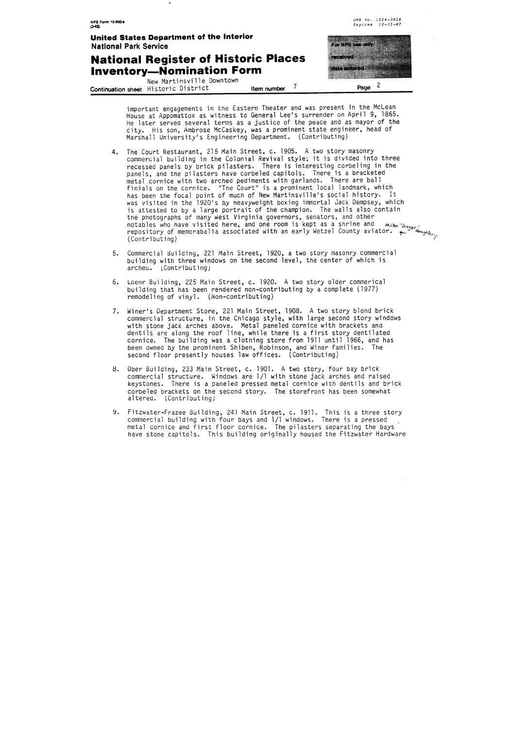important engagements in the Eastern Theater and was present in the McLean House at Appomattox as witness to General Lee's surrender on April 9, 1865. He later served several terms as a justice of the peace and as mayor of the city. His son, Ambrose McCaskey, was a prominent state engineer, head of Marshall University's Engineering Department. (Contributing)

4. The Court Restaurant, 215 Main Street, c. 1905. A two story masonry commercial building in the Colonial Revival style; it is divided into three recessed panels by brick pilasters. There is interesting corbeling in the panels, and the pilasters have corbeled capitols. There is a bracketed metal cornice with two arched pediments with garlands. There are ball finials on the cornice. "The Court" is a prominent local landmark, which has been the focal point of much of New Martinsville's social history. It was visited in the 1920's by heavyweight boxing immortal Jack Dempsey, which is attested to by a large portrait of the champion. The walls also contain the photographs of many West Virginia governors, senators, and other notables who have visited here, and one room is kept as a shrine and repository of memorabalia associated with an early Wetzel County aviator. ← Milton "Dinger" Daugherty (Contributing)

5. Commercial Building, 221 Main Street, 1920, a two story masonry commercial building with three windows on the second level, the center of which is arched. (Contributing)

6. Loehr Building, 225 Main Street, c. 1920. A two story older commerical building that has been rendered non-contributing by a complete (1977) remodeling of vinyl. (Non-contributing)

7. Winer's Department Store, 221 Main Street, 1908. A two story blond brick commercial structure, in the Chicago style, with large second story windows with stone jack arches above. Metal paneled cornice with brackets and dentils are along the roof line, while there is a first story dentilated cornice. The building was a clothing store from 1911 until 1966, and has been owned by the prominent Shiben, Robinson, and Winer families. The second floor presently houses law offices. (Contributing)

8. Ober Building, 233 Main Street, c. 1901. A two story, four bay brick commercial structure. Windows are 1/1 with stone jack arches and raised keystones. There is a paneled pressed metal cornice with dentils and brick corbeled brackets on the second story. The storefront has been somewhat altered. (Contributing)

9. Fitzwater-Frazee Building, 241 Main Street, c. 1911. This is a three story commercial building with four bays and 1/1 windows. There is a pressed metal cornice and first floor cornice. The pilasters separating the bays have stone capitols. This building originally housed the Fitzwater Hardware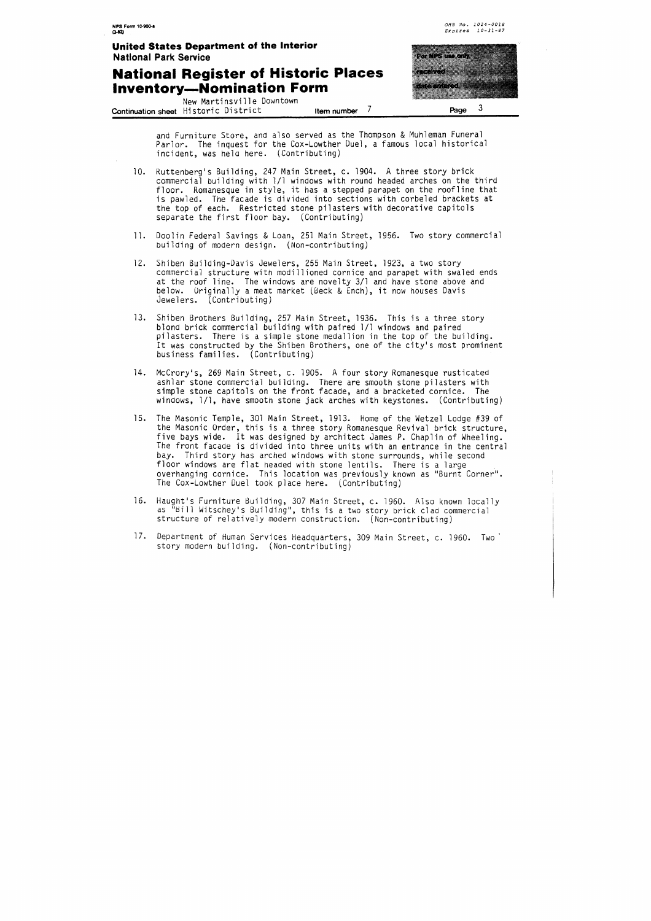and Furniture Store, and also served as the Thompson & Muhleman Funeral Parlor. The inquest for the Cox-Lowther Duel, a famous local historical incident, was held here. (Contributing)

10. Ruttenberg's Building, 247 Main Street, c. 1904. A three story brick commercial building with 1/1 windows with round headed arches on the third floor. Romanesque in style, it has a stepped parapet on the roofline that is pawled. The facade is divided into sections with corbeled brackets at the top of each. Restricted stone pilasters with decorative capitols separate the first floor bay. (Contributing)

11. Doolin Federal Savings & Loan, 251 Main Street, 1956. Two story commercial building of modern design. (Non-contributing)

12. Shiben Building-Davis Jewelers, 255 Main Street, 1923, a two story commercial structure with modillioned cornice and parapet with swaled ends at the roof line. The windows are novelty 3/1 and have stone above and below. Originally a meat market (Beck & Ench), it now houses Davis Jewelers. (Contributing)

13. Shiben Brothers Building, 257 Main Street, 1936. This is a three story blond brick commercial building with paired 1/1 windows and paired pilasters. There is a simple stone medallion in the top of the building. It was constructed by the Shiben Brothers, one of the city's most prominent business families. (Contributing)

14. McCrory's, 269 Main Street, c. 1905. A four story Romanesque rusticated ashlar stone commercial building. There are smooth stone pilasters with simple stone capitols on the front facade, and a bracketed cornice. The windows, 1/1, have smooth stone jack arches with keystones. (Contributing)

15. The Masonic Temple, 301 Main Street, 1913. Home of the Wetzel Lodge #39 of the Masonic Order, this is a three story Romanesque Revival brick structure, five bays wide. It was designed by architect James P. Chaplin of Wheeling. The front facade is divided into three units with an entrance in the central bay. Third story has arched windows with stone surrounds, while second floor windows are flat headed with stone lentils. There is a large overhanging cornice. This location was previously known as "Burnt Corner". The Cox-Lowther Duel took place here. (Contributing)

16. Haught's Furniture Building, 307 Main Street, c. 1960. Also known locally as "Bill Witschey's Building", this is a two story brick clad commercial structure of relatively modern construction. (Non-contributing)

17. Department of Human Services Headquarters, 309 Main Street, c. 1960. Two story modern building. (Non-contributing)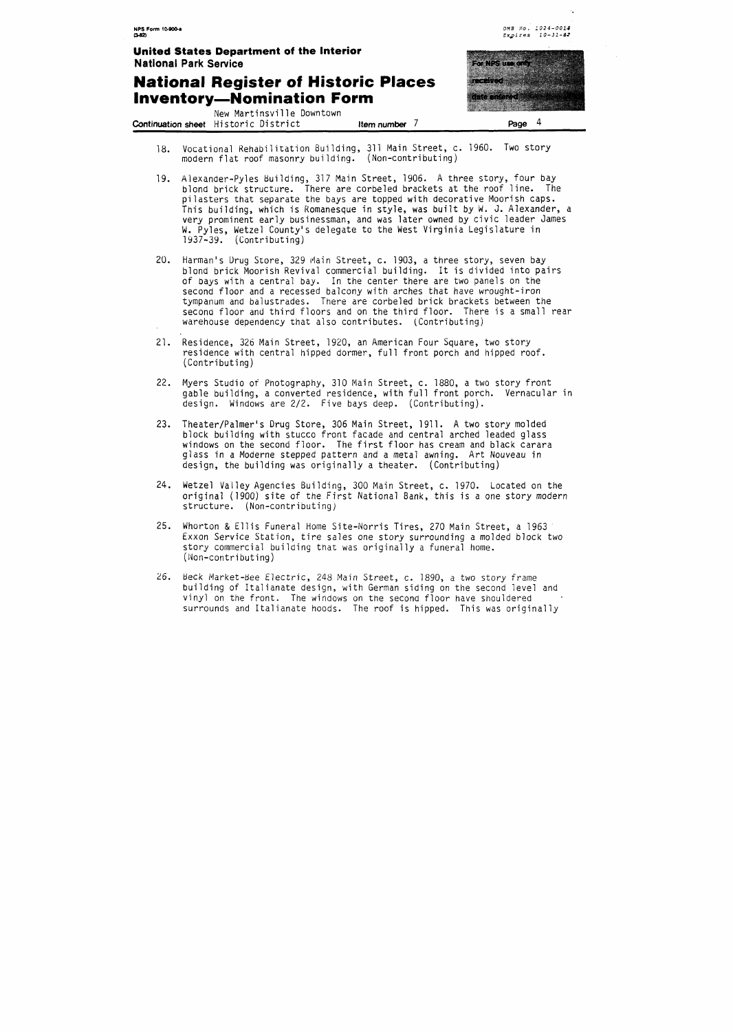18. Vocational Rehabilitation Building, 311 Main Street, c. 1960. Two story modern flat roof masonry building. (Non-contributing)

19. Alexander-Pyles Building, 317 Main Street, 1906. A three story, four bay blond brick structure. There are corbeled brackets at the roof line. The pilasters that separate the bays are topped with decorative Moorish caps. This building, which is Romanesque in style, was built by W. J. Alexander, a very prominent early businessman, and was later owned by civic leader James W. Pyles, Wetzel County's delegate to the West Virginia Legislature in 1937-39. (Contributing)

20. Harman's Drug Store, 329 Main Street, c. 1903, a three story, seven bay blond brick Moorish Revival commercial building. It is divided into pairs of bays with a central bay. In the center there are two panels on the second floor and a recessed balcony with arches that have wrought-iron tympanum and balustrades. There are corbeled brick brackets between the second floor and third floors and on the third floor. There is a small rear warehouse dependency that also contributes. (Contributing)

21. Residence, 326 Main Street, 1920, an American Four Square, two story residence with central hipped dormer, full front porch and hipped roof. (Contributing)

22. Myers Studio of Photography, 310 Main Street, c. 1880, a two story front gable building, a converted residence, with full front porch. Vernacular in design. Windows are 2/2. Five bays deep. (Contributing).

23. Theater/Palmer's Drug Store, 306 Main Street, 1911. A two story molded block building with stucco front facade and central arched leaded glass windows on the second floor. The first floor has cream and black carara glass in a Moderne stepped pattern and a metal awning. Art Nouveau in design, the building was originally a theater. (Contributing)

24. Wetzel Valley Agencies Building, 300 Main Street, c. 1970. Located on the original (1900) site of the First National Bank, this is a one story modern structure. (Non-contributing)

25. Whorton & Ellis Funeral Home Site-Norris Tires, 270 Main Street, a 1963 Exxon Service Station, tire sales one story surrounding a molded block two story commercial building that was originally a funeral home. (Non-contributing)

26. Beck Market-Bee Electric, 248 Main Street, c. 1890, a two story frame building of Italianate design, with German siding on the second level and vinyl on the front. The windows on the second floor have shouldered surrounds and Italianate hoods. The roof is hipped. This was originally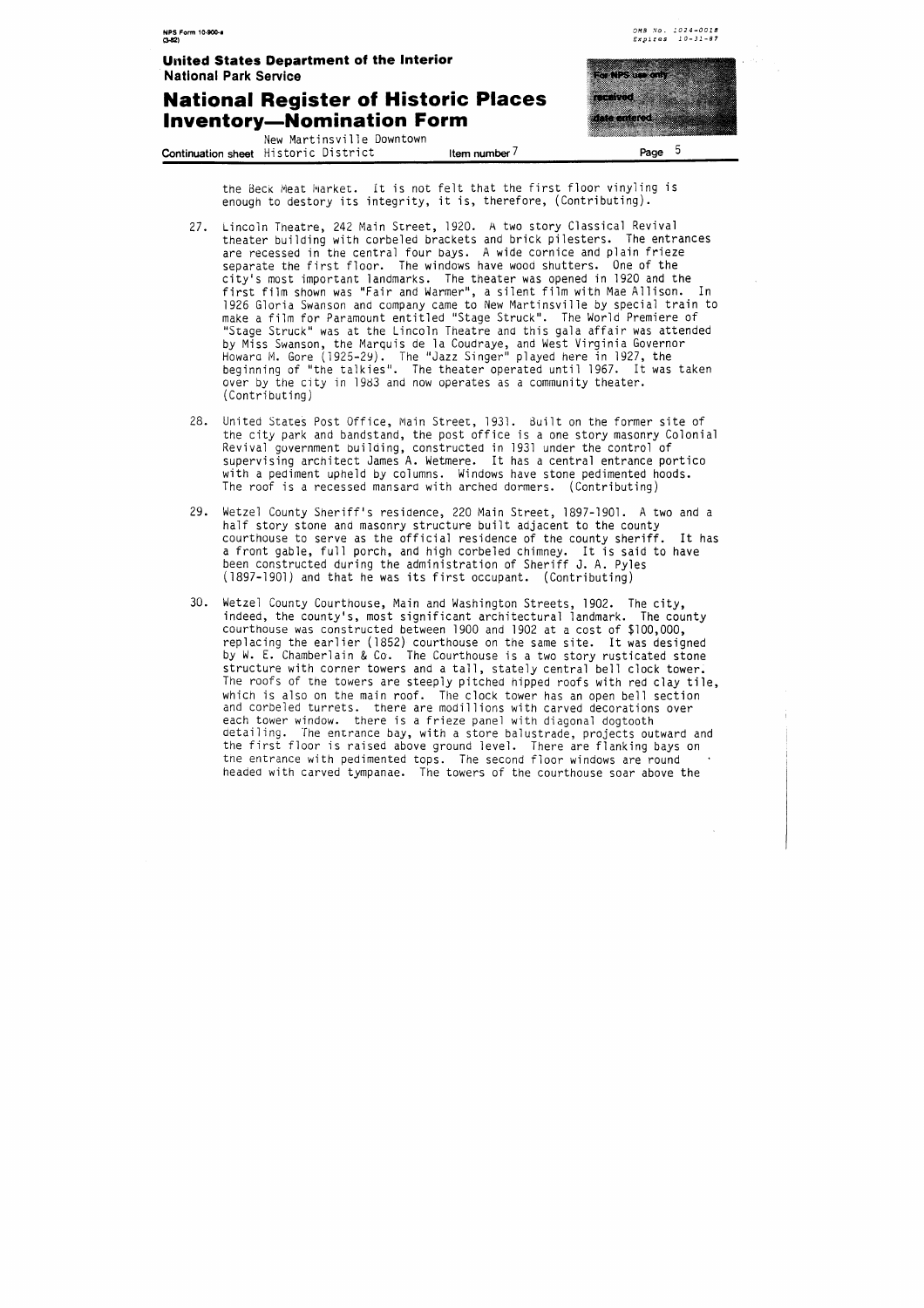the Beck Meat Market. It is not felt that the first floor vinyling is enough to destory its integrity, it is, therefore, (Contributing).

27. Lincoln Theatre, 242 Main Street, 1920. A two story Classical Revival theater building with corbeled brackets and brick pilesters. The entrances are recessed in the central four bays. A wide cornice and plain frieze separate the first floor. The windows have wood shutters. One of the city's most important landmarks. The theater was opened in 1920 and the first film shown was "Fair and Warmer", a silent film with Mae Allison. In 1926 Gloria Swanson and company came to New Martinsville by special train to make a film for Paramount entitled "Stage Struck". The World Premiere of "Stage Struck" was at the Lincoln Theatre and this gala affair was attended by Miss Swanson, the Marquis de la Coudraye, and West Virginia Governor Howard M. Gore (1925-29). The "Jazz Singer" played here in 1927, the beginning of "the talkies". The theater operated until 1967. It was taken over by the city in 1983 and now operates as a community theater. (Contributing)

28. United States Post Office, Main Street, 1931. Built on the former site of the city park and bandstand, the post office is a one story masonry Colonial Revival government building, constructed in 1931 under the control of supervising architect James A. Wetmere. It has a central entrance portico with a pediment upheld by columns. Windows have stone pedimented hoods. The roof is a recessed mansard with arched dormers. (Contributing)

29. Wetzel County Sheriff's residence, 220 Main Street, 1897-1901. A two and a half story stone and masonry structure built adjacent to the county courthouse to serve as the official residence of the county sheriff. It has a front gable, full porch, and high corbeled chimney. It is said to have been constructed during the administration of Sheriff J. A. Pyles (1897-1901) and that he was its first occupant. (Contributing)

30. Wetzel County Courthouse, Main and Washington Streets, 1902. The city, indeed, the county's, most significant architectural landmark. The county courthouse was constructed between 1900 and 1902 at a cost of $100,000, replacing the earlier (1852) courthouse on the same site. It was designed by W. E. Chamberlain & Co. The Courthouse is a two story rusticated stone structure with corner towers and a tall, stately central bell clock tower. The roofs of the towers are steeply pitched hipped roofs with red clay tile, which is also on the main roof. The clock tower has an open bell section and corbeled turrets. there are modillions with carved decorations over each tower window. there is a frieze panel with diagonal dogtooth detailing. The entrance bay, with a store balustrade, projects outward and the first floor is raised above ground level. There are flanking bays on the entrance with pedimented tops. The second floor windows are round headed with carved tympanae. The towers of the courthouse soar above the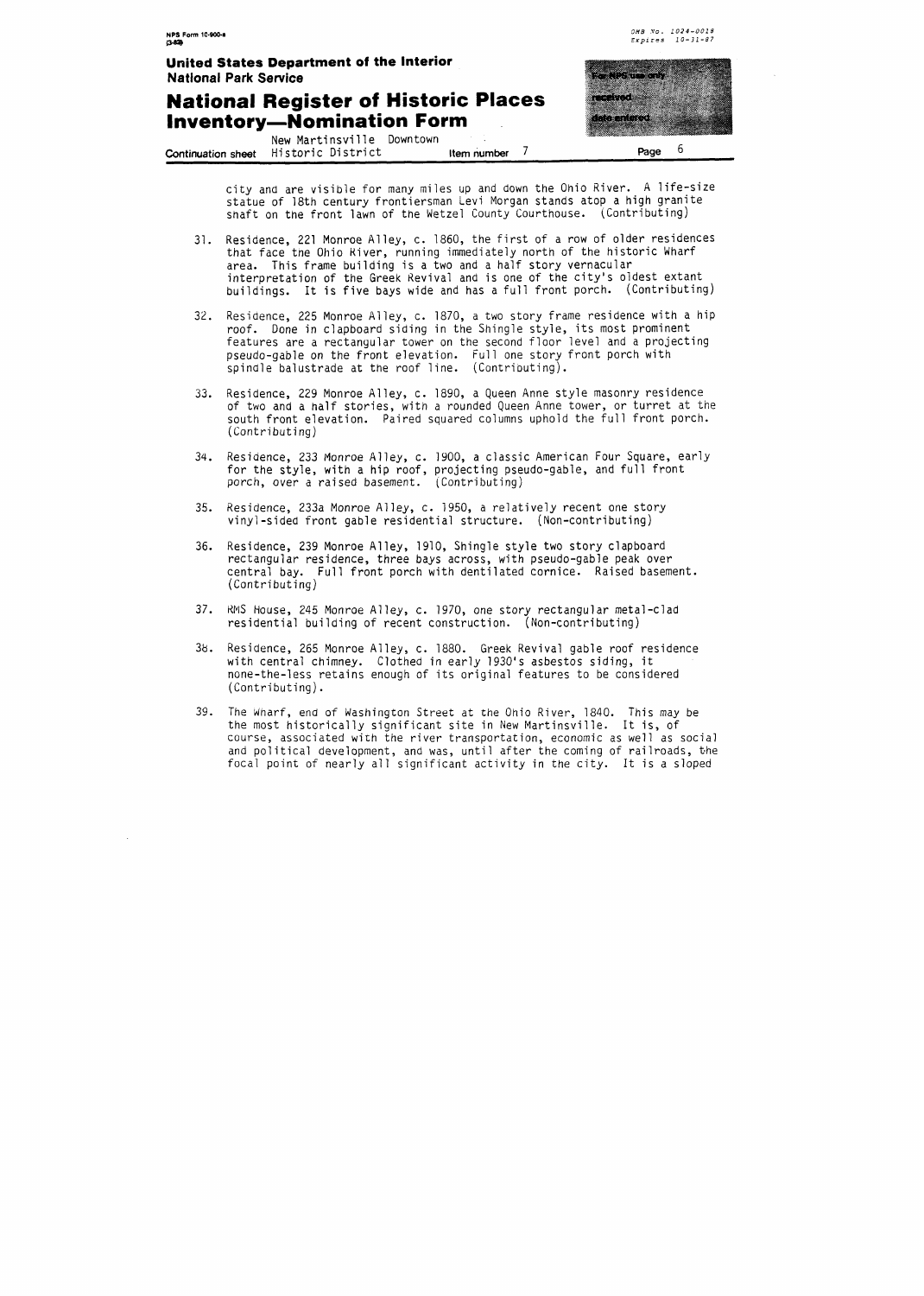city and are visible for many miles up and down the Ohio River. A life-size statue of 18th century frontiersman Levi Morgan stands atop a high granite shaft on the front lawn of the Wetzel County Courthouse. (Contributing)

31. Residence, 221 Monroe Alley, c. 1860, the first of a row of older residences that face the Ohio River, running immediately north of the historic Wharf area. This frame building is a two and a half story vernacular interpretation of the Greek Revival and is one of the city's oldest extant buildings. It is five bays wide and has a full front porch. (Contributing)

32. Residence, 225 Monroe Alley, c. 1870, a two story frame residence with a hip roof. Done in clapboard siding in the Shingle style, its most prominent features are a rectangular tower on the second floor level and a projecting pseudo-gable on the front elevation. Full one story front porch with spindle balustrade at the roof line. (Contributing).

33. Residence, 229 Monroe Alley, c. 1890, a Queen Anne style masonry residence of two and a half stories, with a rounded Queen Anne tower, or turret at the south front elevation. Paired squared columns uphold the full front porch. (Contributing)

34. Residence, 233 Monroe Alley, c. 1900, a classic American Four Square, early for the style, with a hip roof, projecting pseudo-gable, and full front porch, over a raised basement. (Contributing)

35. Residence, 233a Monroe Alley, c. 1950, a relatively recent one story vinyl-sided front gable residential structure. (Non-contributing)

36. Residence, 239 Monroe Alley, 1910, Shingle style two story clapboard rectangular residence, three bays across, with pseudo-gable peak over central bay. Full front porch with dentilated cornice. Raised basement. (Contributing)

37. RMS House, 245 Monroe Alley, c. 1970, one story rectangular metal-clad residential building of recent construction. (Non-contributing)

38. Residence, 265 Monroe Alley, c. 1880. Greek Revival gable roof residence with central chimney. Clothed in early 1930's asbestos siding, it none-the-less retains enough of its original features to be considered (Contributing).

39. The Wharf, end of Washington Street at the Ohio River, 1840. This may be the most historically significant site in New Martinsville. It is, of course, associated with the river transportation, economic as well as social and political development, and was, until after the coming of railroads, the focal point of nearly all significant activity in the city. It is a sloped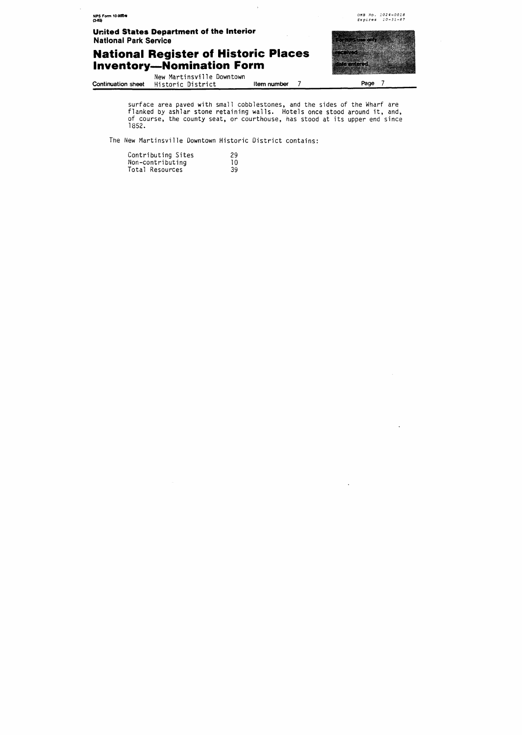surface area paved with small cobblestones, and the sides of the Wharf are flanked by ashlar stone retaining walls. Hotels once stood around it, and, of course, the county seat, or courthouse, has stood at its upper end since 1852.

The New Martinsville Downtown Historic District contains:

| | |
|---|---|
| Contributing Sites | 29 |
| Non-contributing | 10 |
| Total Resources | 39 |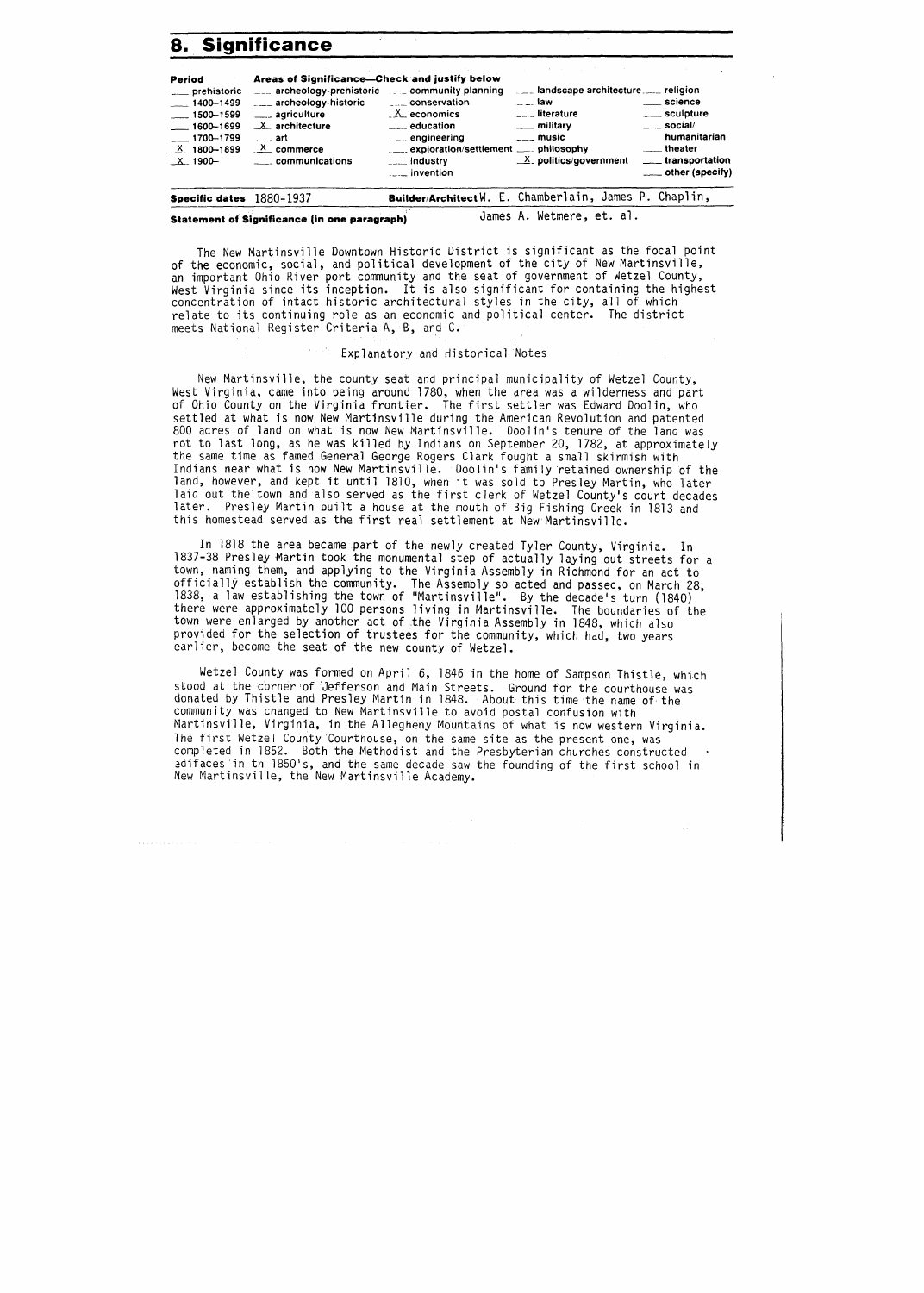# 8. Significance

| Period | Areas of Significance—Check and justify below | | | |
|---|---|---|---|---|
| ___ prehistoric | ___ archeology-prehistoric | ___ community planning | ___ landscape architecture | ___ religion |
| ___ 1400–1499 | ___ archeology-historic | ___ conservation | ___ law | ___ science |
| ___ 1500–1599 | ___ agriculture | _X_ economics | ___ literature | ___ sculpture |
| ___ 1600–1699 | _X_ architecture | ___ education | ___ military | ___ social/humanitarian |
| ___ 1700–1799 | ___ art | ___ engineering | ___ music | ___ theater |
| _X_ 1800–1899 | _X_ commerce | ___ exploration/settlement | ___ philosophy | ___ transportation |
| _X_ 1900– | ___ communications | ___ industry | _X_ politics/government | ___ other (specify) |
| | | ___ invention | | |

**Specific dates** 1880-1937 **Builder/Architect** W. E. Chamberlain, James P. Chaplin, James A. Wetmere, et. al.

**Statement of Significance (in one paragraph)**

The New Martinsville Downtown Historic District is significant as the focal point of the economic, social, and political development of the city of New Martinsville, an important Ohio River port community and the seat of government of Wetzel County, West Virginia since its inception. It is also significant for containing the highest concentration of intact historic architectural styles in the city, all of which relate to its continuing role as an economic and political center. The district meets National Register Criteria A, B, and C.

Explanatory and Historical Notes

New Martinsville, the county seat and principal municipality of Wetzel County, West Virginia, came into being around 1780, when the area was a wilderness and part of Ohio County on the Virginia frontier. The first settler was Edward Doolin, who settled at what is now New Martinsville during the American Revolution and patented 800 acres of land on what is now New Martinsville. Doolin's tenure of the land was not to last long, as he was killed by Indians on September 20, 1782, at approximately the same time as famed General George Rogers Clark fought a small skirmish with Indians near what is now New Martinsville. Doolin's family retained ownership of the land, however, and kept it until 1810, when it was sold to Presley Martin, who later laid out the town and also served as the first clerk of Wetzel County's court decades later. Presley Martin built a house at the mouth of Big Fishing Creek in 1813 and this homestead served as the first real settlement at New Martinsville.

In 1818 the area became part of the newly created Tyler County, Virginia. In 1837-38 Presley Martin took the monumental step of actually laying out streets for a town, naming them, and applying to the Virginia Assembly in Richmond for an act to officially establish the community. The Assembly so acted and passed, on March 28, 1838, a law establishing the town of "Martinsville". By the decade's turn (1840) there were approximately 100 persons living in Martinsville. The boundaries of the town were enlarged by another act of the Virginia Assembly in 1848, which also provided for the selection of trustees for the community, which had, two years earlier, become the seat of the new county of Wetzel.

Wetzel County was formed on April 6, 1846 in the home of Sampson Thistle, which stood at the corner of Jefferson and Main Streets. Ground for the courthouse was donated by Thistle and Presley Martin in 1848. About this time the name of the community was changed to New Martinsville to avoid postal confusion with Martinsville, Virginia, in the Allegheny Mountains of what is now western Virginia. The first Wetzel County Courthouse, on the same site as the present one, was completed in 1852. Both the Methodist and the Presbyterian churches constructed edifices in th 1850's, and the same decade saw the founding of the first school in New Martinsville, the New Martinsville Academy.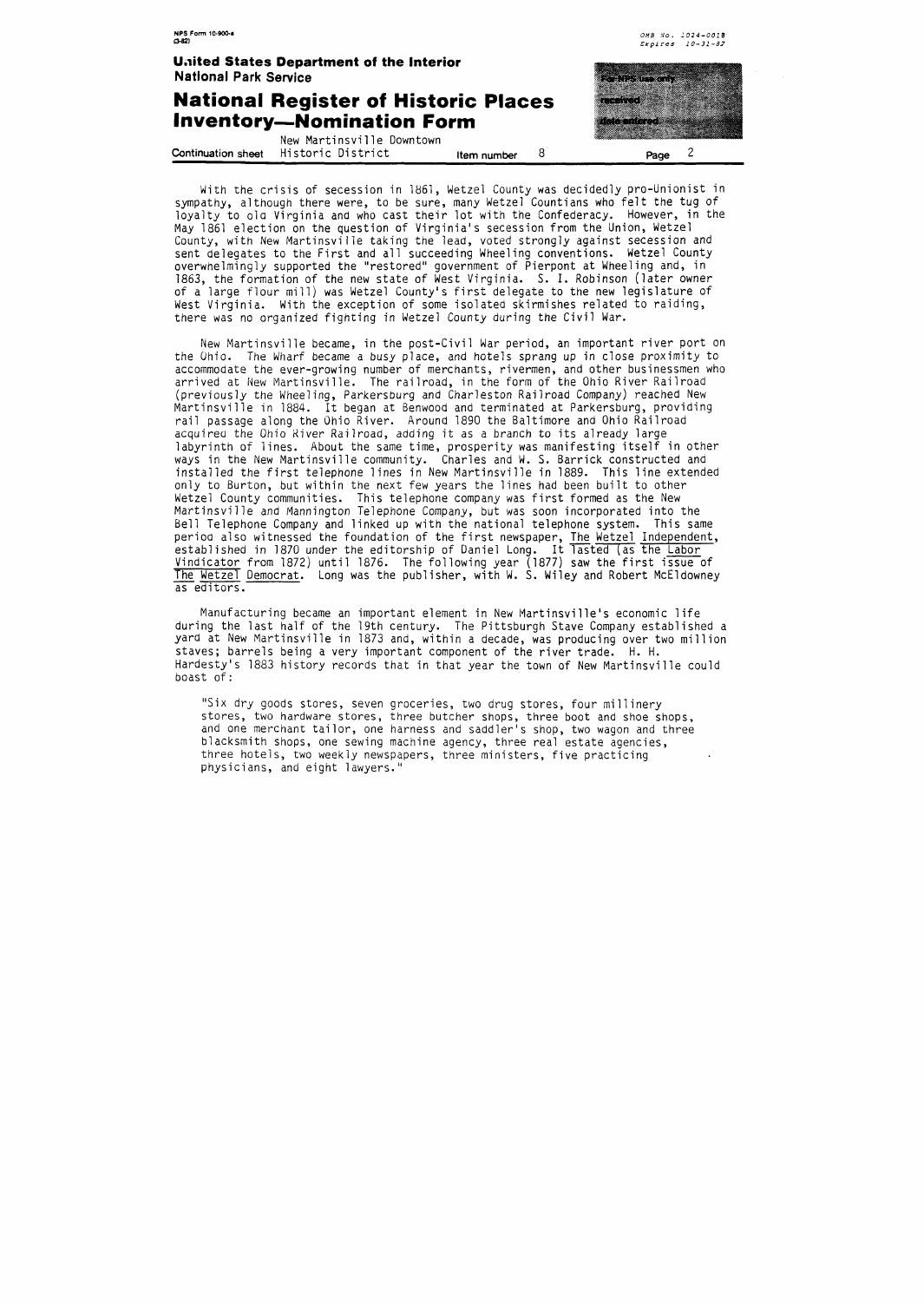With the crisis of secession in 1861, Wetzel County was decidedly pro-Unionist in sympathy, although there were, to be sure, many Wetzel Countians who felt the tug of loyalty to old Virginia and who cast their lot with the Confederacy. However, in the May 1861 election on the question of Virginia's secession from the Union, Wetzel County, with New Martinsville taking the lead, voted strongly against secession and sent delegates to the First and all succeeding Wheeling conventions. Wetzel County overwhelmingly supported the "restored" government of Pierpont at Wheeling and, in 1863, the formation of the new state of West Virginia. S. I. Robinson (later owner of a large flour mill) was Wetzel County's first delegate to the new legislature of West Virginia. With the exception of some isolated skirmishes related to raiding, there was no organized fighting in Wetzel County during the Civil War.

New Martinsville became, in the post-Civil War period, an important river port on the Ohio. The Wharf became a busy place, and hotels sprang up in close proximity to accommodate the ever-growing number of merchants, rivermen, and other businessmen who arrived at New Martinsville. The railroad, in the form of the Ohio River Railroad (previously the Wheeling, Parkersburg and Charleston Railroad Company) reached New Martinsville in 1884. It began at Benwood and terminated at Parkersburg, providing rail passage along the Ohio River. Around 1890 the Baltimore and Ohio Railroad acquired the Ohio River Railroad, adding it as a branch to its already large labyrinth of lines. About the same time, prosperity was manifesting itself in other ways in the New Martinsville community. Charles and W. S. Barrick constructed and installed the first telephone lines in New Martinsville in 1889. This line extended only to Burton, but within the next few years the lines had been built to other Wetzel County communities. This telephone company was first formed as the New Martinsville and Mannington Telephone Company, but was soon incorporated into the Bell Telephone Company and linked up with the national telephone system. This same period also witnessed the foundation of the first newspaper, The Wetzel Independent, established in 1870 under the editorship of Daniel Long. It lasted (as the Labor Vindicator from 1872) until 1876. The following year (1877) saw the first issue of The Wetzel Democrat. Long was the publisher, with W. S. Wiley and Robert McEldowney as editors.

Manufacturing became an important element in New Martinsville's economic life during the last half of the 19th century. The Pittsburgh Stave Company established a yard at New Martinsville in 1873 and, within a decade, was producing over two million staves; barrels being a very important component of the river trade. H. H. Hardesty's 1883 history records that in that year the town of New Martinsville could boast of:

> "Six dry goods stores, seven groceries, two drug stores, four millinery stores, two hardware stores, three butcher shops, three boot and shoe shops, and one merchant tailor, one harness and saddler's shop, two wagon and three blacksmith shops, one sewing machine agency, three real estate agencies, three hotels, two weekly newspapers, three ministers, five practicing physicians, and eight lawyers."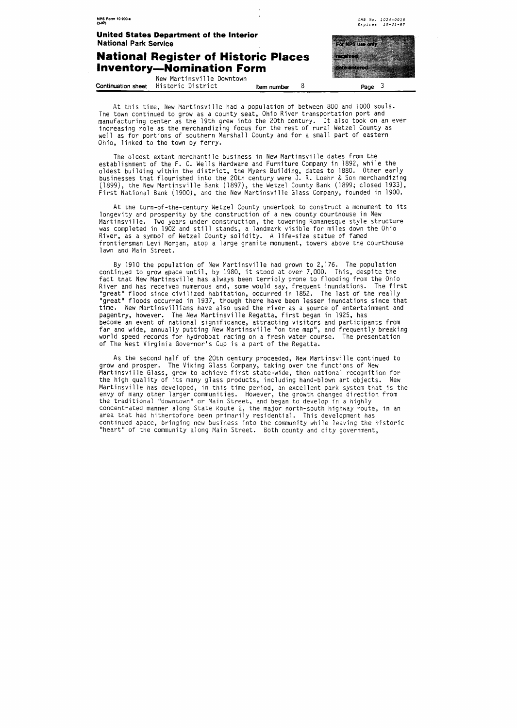At this time, New Martinsville had a population of between 800 and 1000 souls. The town continued to grow as a county seat, Ohio River transportation port and manufacturing center as the 19th grew into the 20th century. It also took on an ever increasing role as the merchandizing focus for the rest of rural Wetzel County as well as for portions of southern Marshall County and for a small part of eastern Ohio, linked to the town by ferry.

The oldest extant merchantile business in New Martinsville dates from the establishment of the F. C. Wells Hardware and Furniture Company in 1892, while the oldest building within the district, the Myers Building, dates to 1880. Other early businesses that flourished into the 20th century were J. R. Loehr & Son merchandizing (1899), the New Martinsville Bank (1897), the Wetzel County Bank (1899; closed 1933), First National Bank (1900), and the New Martinsville Glass Company, founded in 1900.

At the turn-of-the-century Wetzel County undertook to construct a monument to its longevity and prosperity by the construction of a new county courthouse in New Martinsville. Two years under construction, the towering Romanesque style structure was completed in 1902 and still stands, a landmark visible for miles down the Ohio River, as a symbol of Wetzel County solidity. A life-size statue of famed frontiersman Levi Morgan, atop a large granite monument, towers above the courthouse lawn and Main Street.

By 1910 the population of New Martinsville had grown to 2,176. The population continued to grow apace until, by 1980, it stood at over 7,000. This, despite the fact that New Martinsville has always been terribly prone to flooding from the Ohio River and has received numerous and, some would say, frequent inundations. The first "great" flood since civilized habitation, occurred in 1852. The last of the really "great" floods occurred in 1937, though there have been lesser inundations since that time. New Martinsvillians have also used the river as a source of entertainment and pagentry, however. The New Martinsville Regatta, first began in 1925, has become an event of national significance, attracting visitors and participants from far and wide, annually putting New Martinsville "on the map", and frequently breaking world speed records for hydroboat racing on a fresh water course. The presentation of The West Virginia Governor's Cup is a part of the Regatta.

As the second half of the 20th century proceeded, New Martinsville continued to grow and prosper. The Viking Glass Company, taking over the functions of New Martinsville Glass, grew to achieve first state-wide, then national recognition for the high quality of its many glass products, including hand-blown art objects. New Martinsville has developed, in this time period, an excellent park system that is the envy of many other larger communities. However, the growth changed direction from the traditional "downtown" or Main Street, and began to develop in a highly concentrated manner along State Route 2, the major north-south highway route, in an area that had hithertofore been primarily residential. This development has continued apace, bringing new business into the community while leaving the historic "heart" of the community along Main Street. Both county and city government,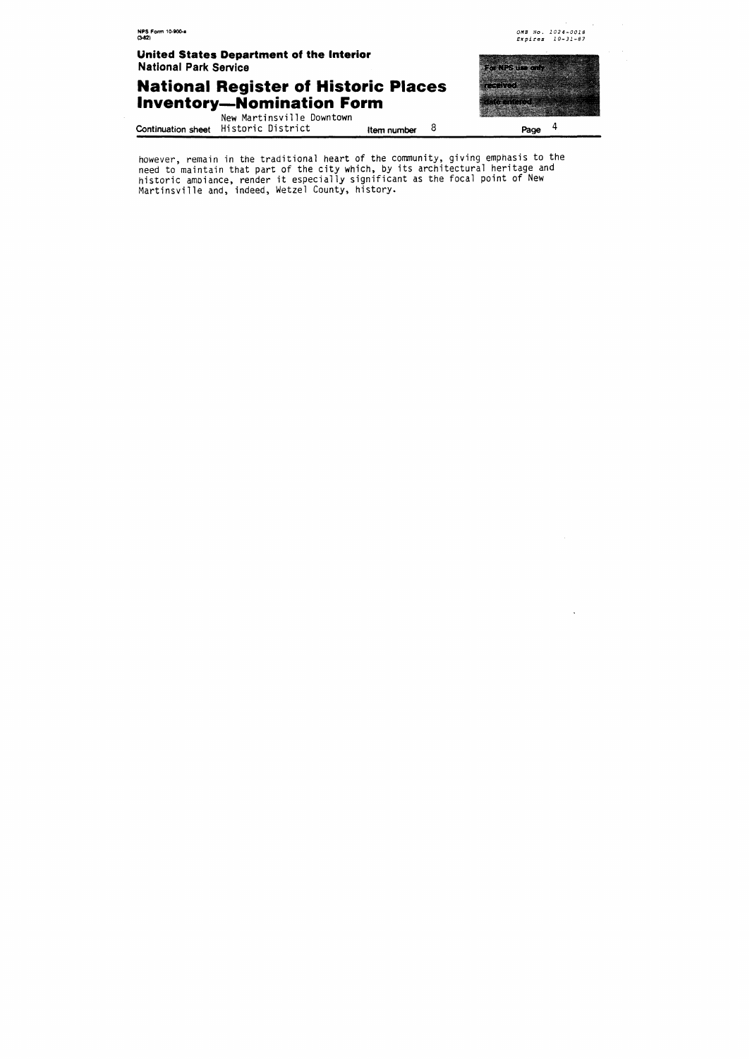however, remain in the traditional heart of the community, giving emphasis to the need to maintain that part of the city which, by its architectural heritage and historic ambiance, render it especially significant as the focal point of New Martinsville and, indeed, Wetzel County, history.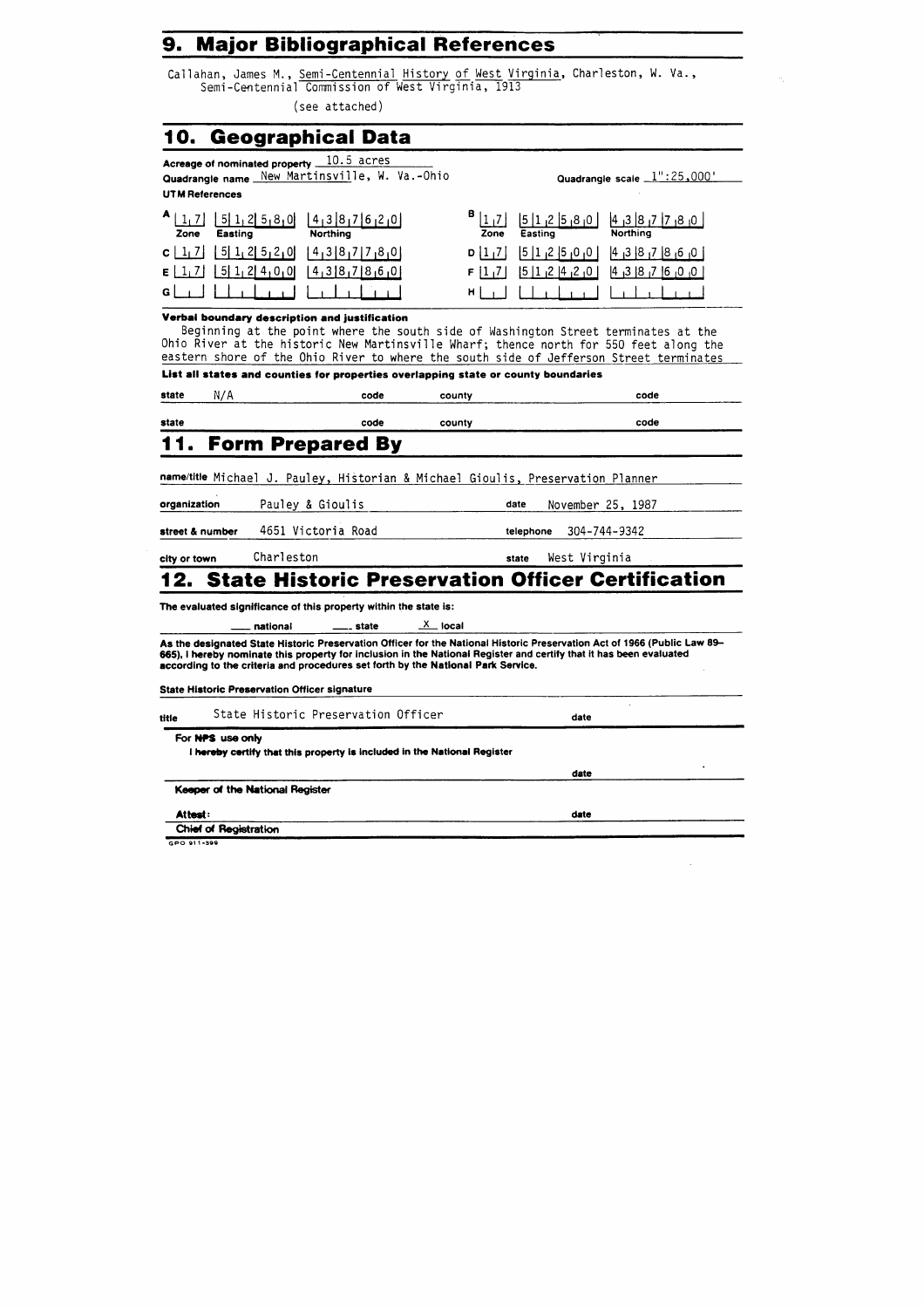## 9. Major Bibliographical References

Callahan, James M., Semi-Centennial History of West Virginia, Charleston, W. Va., Semi-Centennial Commission of West Virginia, 1913

(see attached)

## 10. Geographical Data

**Acreage of nominated property** 10.5 acres

**Quadrangle name** New Martinsville, W. Va.-Ohio

**Quadrangle scale** 1":25,000'

**UTM References**

| | Zone | Easting | Northing | | Zone | Easting | Northing |
|---|---|---|---|---|---|---|---|
| A | 17 | 512580 | 4387620 | B | 17 | 512580 | 4387780 |
| C | 17 | 512520 | 4387780 | D | 17 | 512500 | 4387860 |
| E | 17 | 512400 | 4387860 | F | 17 | 512420 | 4387600 |
| G | | | | H | | | |

**Verbal boundary description and justification**

Beginning at the point where the south side of Washington Street terminates at the Ohio River at the historic New Martinsville Wharf; thence north for 550 feet along the eastern shore of the Ohio River to where the south side of Jefferson Street terminates

**List all states and counties for properties overlapping state or county boundaries**

| | | | | | | | |
|---|---|---|---|---|---|---|---|
| state | N/A | code | | county | | code | |
| state | | code | | county | | code | |

## 11. Form Prepared By

**name/title** Michael J. Pauley, Historian & Michael Gioulis, Preservation Planner

**organization** Pauley & Gioulis **date** November 25, 1987

**street & number** 4651 Victoria Road **telephone** 304-744-9342

**city or town** Charleston **state** West Virginia

## 12. State Historic Preservation Officer Certification

**The evaluated significance of this property within the state is:**

___ national ___ state X local

**As the designated State Historic Preservation Officer for the National Historic Preservation Act of 1966 (Public Law 89-665), I hereby nominate this property for inclusion in the National Register and certify that it has been evaluated according to the criteria and procedures set forth by the National Park Service.**

**State Historic Preservation Officer signature**

**title** State Historic Preservation Officer **date**

**For NPS use only**

**I hereby certify that this property is included in the National Register**

**date**

**Keeper of the National Register**

**Attest:** **date**

**Chief of Registration**

GPO 911-399